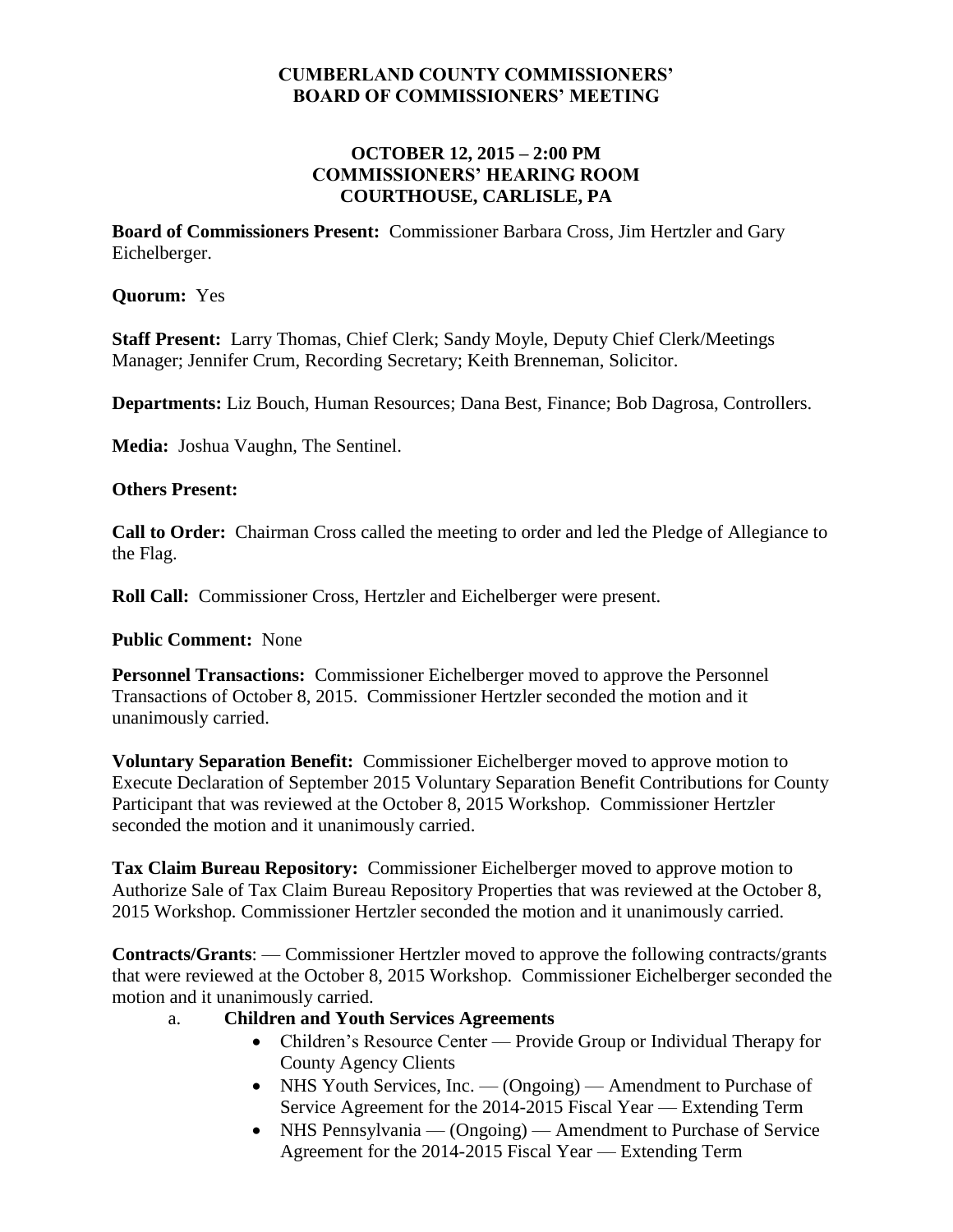# CUMBERLAND COUNTY COMMISSIONERS'
# BOARD OF COMMISSIONERS' MEETING

## OCTOBER 12, 2015 – 2:00 PM
## COMMISSIONERS' HEARING ROOM
## COURTHOUSE, CARLISLE, PA

**Board of Commissioners Present:** Commissioner Barbara Cross, Jim Hertzler and Gary Eichelberger.

**Quorum:** Yes

**Staff Present:** Larry Thomas, Chief Clerk; Sandy Moyle, Deputy Chief Clerk/Meetings Manager; Jennifer Crum, Recording Secretary; Keith Brenneman, Solicitor.

**Departments:** Liz Bouch, Human Resources; Dana Best, Finance; Bob Dagrosa, Controllers.

**Media:** Joshua Vaughn, The Sentinel.

**Others Present:**

**Call to Order:** Chairman Cross called the meeting to order and led the Pledge of Allegiance to the Flag.

**Roll Call:** Commissioner Cross, Hertzler and Eichelberger were present.

**Public Comment:** None

**Personnel Transactions:** Commissioner Eichelberger moved to approve the Personnel Transactions of October 8, 2015. Commissioner Hertzler seconded the motion and it unanimously carried.

**Voluntary Separation Benefit:** Commissioner Eichelberger moved to approve motion to Execute Declaration of September 2015 Voluntary Separation Benefit Contributions for County Participant that was reviewed at the October 8, 2015 Workshop. Commissioner Hertzler seconded the motion and it unanimously carried.

**Tax Claim Bureau Repository:** Commissioner Eichelberger moved to approve motion to Authorize Sale of Tax Claim Bureau Repository Properties that was reviewed at the October 8, 2015 Workshop. Commissioner Hertzler seconded the motion and it unanimously carried.

**Contracts/Grants**: — Commissioner Hertzler moved to approve the following contracts/grants that were reviewed at the October 8, 2015 Workshop. Commissioner Eichelberger seconded the motion and it unanimously carried.

a. **Children and Youth Services Agreements**
   - Children's Resource Center — Provide Group or Individual Therapy for County Agency Clients
   - NHS Youth Services, Inc. — (Ongoing) — Amendment to Purchase of Service Agreement for the 2014-2015 Fiscal Year — Extending Term
   - NHS Pennsylvania — (Ongoing) — Amendment to Purchase of Service Agreement for the 2014-2015 Fiscal Year — Extending Term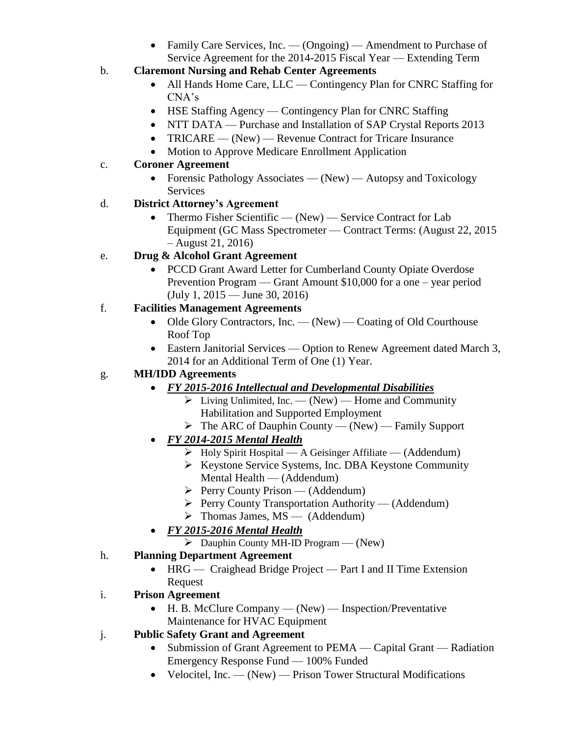- Family Care Services, Inc. — (Ongoing) — Amendment to Purchase of Service Agreement for the 2014-2015 Fiscal Year — Extending Term

b. **Claremont Nursing and Rehab Center Agreements**
   - All Hands Home Care, LLC — Contingency Plan for CNRC Staffing for CNA's
   - HSE Staffing Agency — Contingency Plan for CNRC Staffing
   - NTT DATA — Purchase and Installation of SAP Crystal Reports 2013
   - TRICARE — (New) — Revenue Contract for Tricare Insurance
   - Motion to Approve Medicare Enrollment Application

c. **Coroner Agreement**
   - Forensic Pathology Associates — (New) — Autopsy and Toxicology Services

d. **District Attorney's Agreement**
   - Thermo Fisher Scientific — (New) — Service Contract for Lab Equipment (GC Mass Spectrometer — Contract Terms: (August 22, 2015 – August 21, 2016)

e. **Drug & Alcohol Grant Agreement**
   - PCCD Grant Award Letter for Cumberland County Opiate Overdose Prevention Program — Grant Amount $10,000 for a one – year period (July 1, 2015 — June 30, 2016)

f. **Facilities Management Agreements**
   - Olde Glory Contractors, Inc. — (New) — Coating of Old Courthouse Roof Top
   - Eastern Janitorial Services — Option to Renew Agreement dated March 3, 2014 for an Additional Term of One (1) Year.

g. **MH/IDD Agreements**
   - ***FY 2015-2016 Intellectual and Developmental Disabilities***
     - Living Unlimited, Inc. — (New) — Home and Community Habilitation and Supported Employment
     - The ARC of Dauphin County — (New) — Family Support
   - ***FY 2014-2015 Mental Health***
     - Holy Spirit Hospital — A Geisinger Affiliate — (Addendum)
     - Keystone Service Systems, Inc. DBA Keystone Community Mental Health — (Addendum)
     - Perry County Prison — (Addendum)
     - Perry County Transportation Authority — (Addendum)
     - Thomas James, MS — (Addendum)
   - ***FY 2015-2016 Mental Health***
     - Dauphin County MH-ID Program — (New)

h. **Planning Department Agreement**
   - HRG — Craighead Bridge Project — Part I and II Time Extension Request

i. **Prison Agreement**
   - H. B. McClure Company — (New) — Inspection/Preventative Maintenance for HVAC Equipment

j. **Public Safety Grant and Agreement**
   - Submission of Grant Agreement to PEMA — Capital Grant — Radiation Emergency Response Fund — 100% Funded
   - Velocitel, Inc. — (New) — Prison Tower Structural Modifications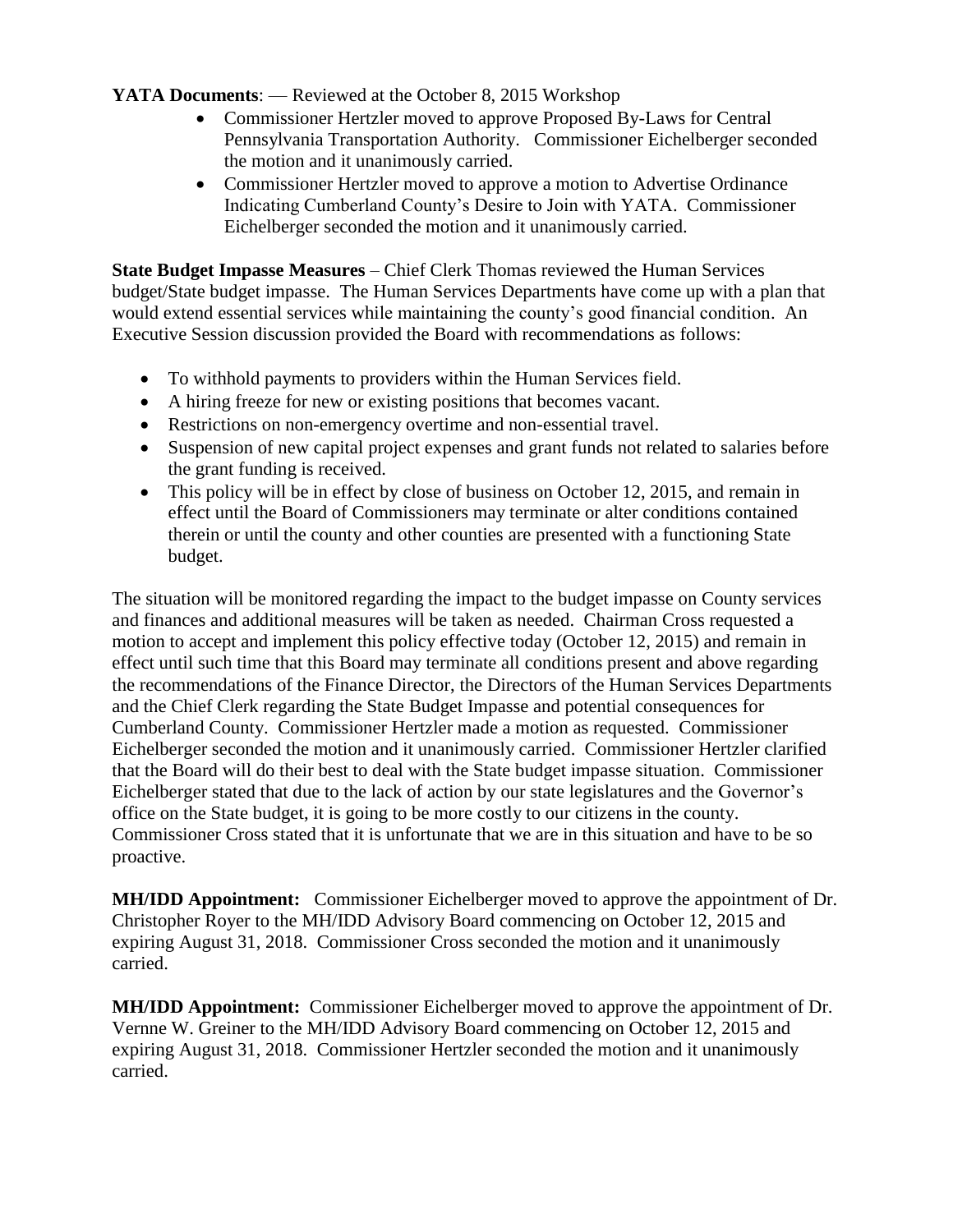**YATA Documents**: — Reviewed at the October 8, 2015 Workshop

- Commissioner Hertzler moved to approve Proposed By-Laws for Central Pennsylvania Transportation Authority. Commissioner Eichelberger seconded the motion and it unanimously carried.
- Commissioner Hertzler moved to approve a motion to Advertise Ordinance Indicating Cumberland County's Desire to Join with YATA. Commissioner Eichelberger seconded the motion and it unanimously carried.

**State Budget Impasse Measures** – Chief Clerk Thomas reviewed the Human Services budget/State budget impasse. The Human Services Departments have come up with a plan that would extend essential services while maintaining the county's good financial condition. An Executive Session discussion provided the Board with recommendations as follows:

- To withhold payments to providers within the Human Services field.
- A hiring freeze for new or existing positions that becomes vacant.
- Restrictions on non-emergency overtime and non-essential travel.
- Suspension of new capital project expenses and grant funds not related to salaries before the grant funding is received.
- This policy will be in effect by close of business on October 12, 2015, and remain in effect until the Board of Commissioners may terminate or alter conditions contained therein or until the county and other counties are presented with a functioning State budget.

The situation will be monitored regarding the impact to the budget impasse on County services and finances and additional measures will be taken as needed. Chairman Cross requested a motion to accept and implement this policy effective today (October 12, 2015) and remain in effect until such time that this Board may terminate all conditions present and above regarding the recommendations of the Finance Director, the Directors of the Human Services Departments and the Chief Clerk regarding the State Budget Impasse and potential consequences for Cumberland County. Commissioner Hertzler made a motion as requested. Commissioner Eichelberger seconded the motion and it unanimously carried. Commissioner Hertzler clarified that the Board will do their best to deal with the State budget impasse situation. Commissioner Eichelberger stated that due to the lack of action by our state legislatures and the Governor's office on the State budget, it is going to be more costly to our citizens in the county. Commissioner Cross stated that it is unfortunate that we are in this situation and have to be so proactive.

**MH/IDD Appointment:** Commissioner Eichelberger moved to approve the appointment of Dr. Christopher Royer to the MH/IDD Advisory Board commencing on October 12, 2015 and expiring August 31, 2018. Commissioner Cross seconded the motion and it unanimously carried.

**MH/IDD Appointment:** Commissioner Eichelberger moved to approve the appointment of Dr. Vernne W. Greiner to the MH/IDD Advisory Board commencing on October 12, 2015 and expiring August 31, 2018. Commissioner Hertzler seconded the motion and it unanimously carried.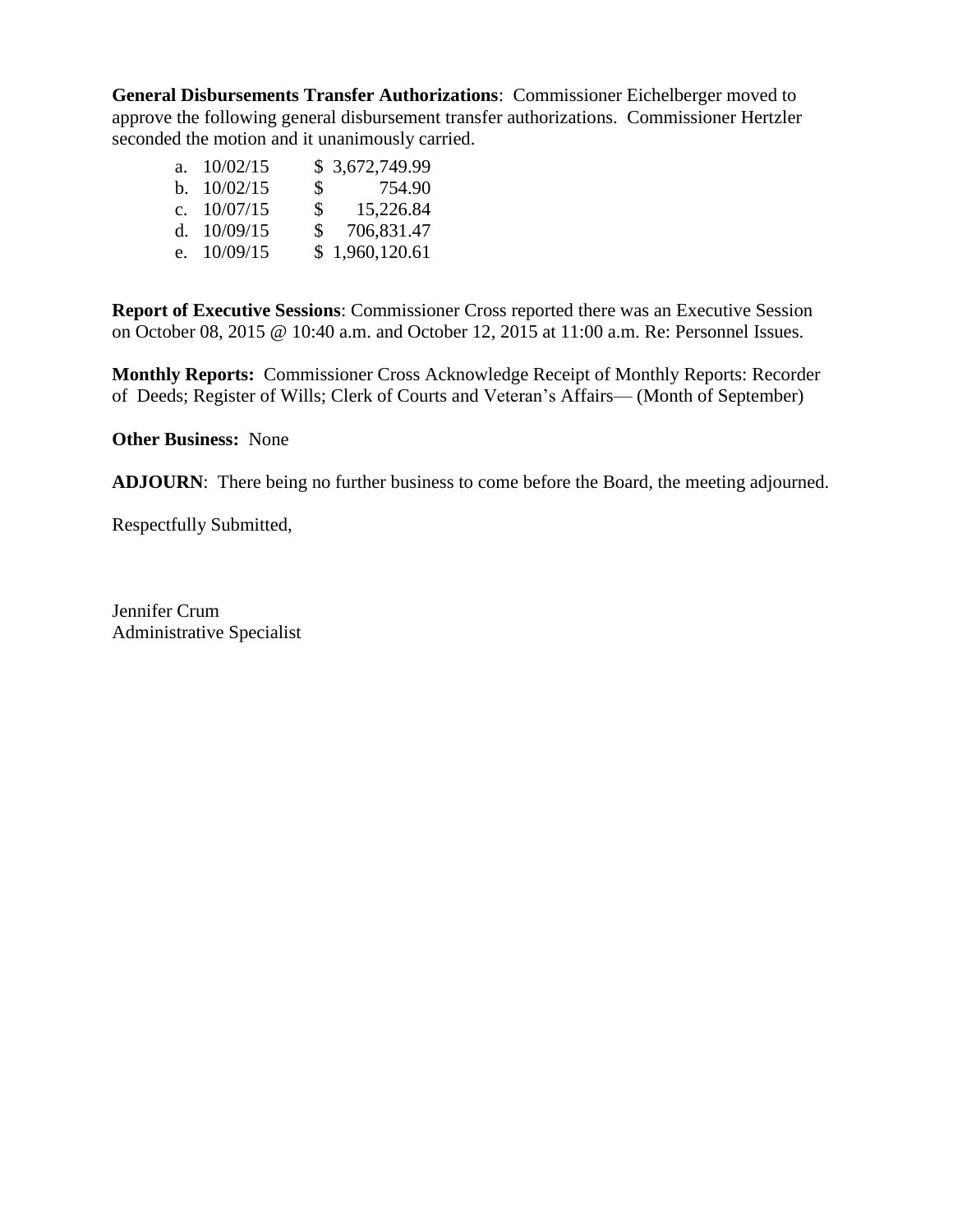**General Disbursements Transfer Authorizations**: Commissioner Eichelberger moved to approve the following general disbursement transfer authorizations. Commissioner Hertzler seconded the motion and it unanimously carried.

| | | |
|---|---|---|
| a. | 10/02/15 | $ 3,672,749.99 |
| b. | 10/02/15 | $ 754.90 |
| c. | 10/07/15 | $ 15,226.84 |
| d. | 10/09/15 | $ 706,831.47 |
| e. | 10/09/15 | $ 1,960,120.61 |

**Report of Executive Sessions**: Commissioner Cross reported there was an Executive Session on October 08, 2015 @ 10:40 a.m. and October 12, 2015 at 11:00 a.m. Re: Personnel Issues.

**Monthly Reports:** Commissioner Cross Acknowledge Receipt of Monthly Reports: Recorder of Deeds; Register of Wills; Clerk of Courts and Veteran's Affairs— (Month of September)

**Other Business:** None

**ADJOURN**: There being no further business to come before the Board, the meeting adjourned.

Respectfully Submitted,

Jennifer Crum
Administrative Specialist